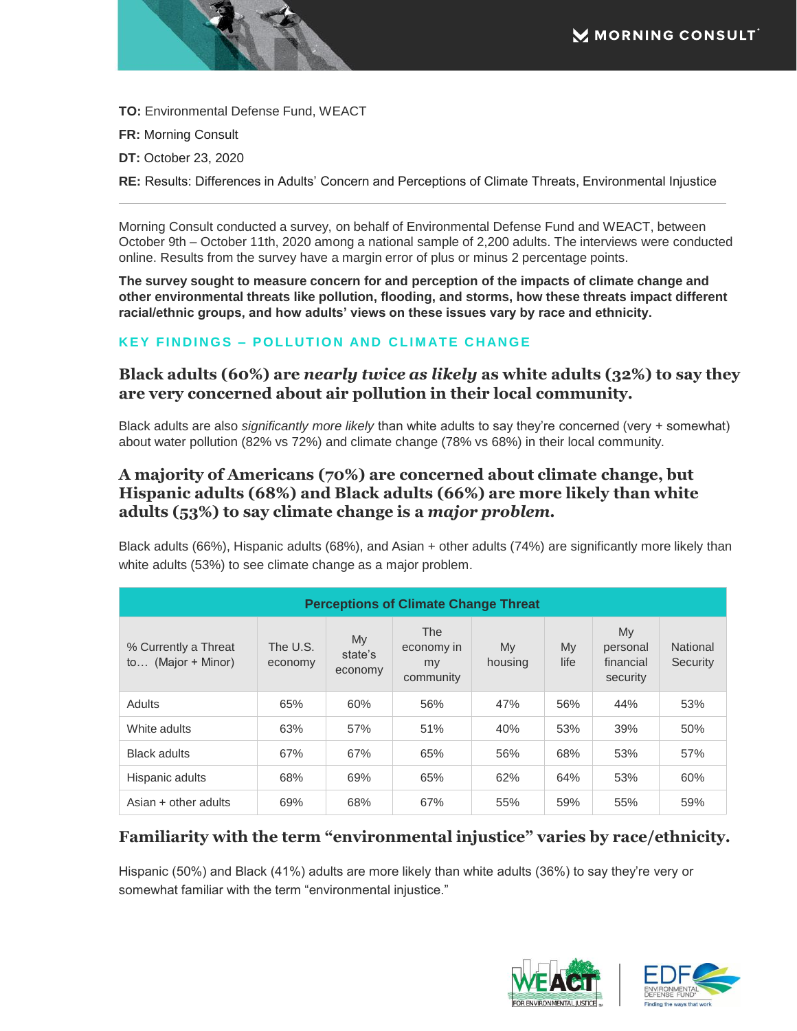**TO:** Environmental Defense Fund, WEACT

**FR:** Morning Consult

**DT:** October 23, 2020

**RE:** Results: Differences in Adults' Concern and Perceptions of Climate Threats, Environmental Injustice

---

Morning Consult conducted a survey, on behalf of Environmental Defense Fund and WEACT, between October 9th – October 11th, 2020 among a national sample of 2,200 adults. The interviews were conducted online. Results from the survey have a margin error of plus or minus 2 percentage points.

**The survey sought to measure concern for and perception of the impacts of climate change and other environmental threats like pollution, flooding, and storms, how these threats impact different racial/ethnic groups, and how adults' views on these issues vary by race and ethnicity.**

## KEY FINDINGS – POLLUTION AND CLIMATE CHANGE

### Black adults (60%) are *nearly twice as likely* as white adults (32%) to say they are very concerned about air pollution in their local community.

Black adults are also *significantly more likely* than white adults to say they're concerned (very + somewhat) about water pollution (82% vs 72%) and climate change (78% vs 68%) in their local community.

### A majority of Americans (70%) are concerned about climate change, but Hispanic adults (68%) and Black adults (66%) are more likely than white adults (53%) to say climate change is a *major problem*.

Black adults (66%), Hispanic adults (68%), and Asian + other adults (74%) are significantly more likely than white adults (53%) to see climate change as a major problem.

| Perceptions of Climate Change Threat | | | | | | | |
|---|---|---|---|---|---|---|---|
| % Currently a Threat to… (Major + Minor) | The U.S. economy | My state's economy | The economy in my community | My housing | My life | My personal financial security | National Security |
| Adults | 65% | 60% | 56% | 47% | 56% | 44% | 53% |
| White adults | 63% | 57% | 51% | 40% | 53% | 39% | 50% |
| Black adults | 67% | 67% | 65% | 56% | 68% | 53% | 57% |
| Hispanic adults | 68% | 69% | 65% | 62% | 64% | 53% | 60% |
| Asian + other adults | 69% | 68% | 67% | 55% | 59% | 55% | 59% |

### Familiarity with the term "environmental injustice" varies by race/ethnicity.

Hispanic (50%) and Black (41%) adults are more likely than white adults (36%) to say they're very or somewhat familiar with the term "environmental injustice."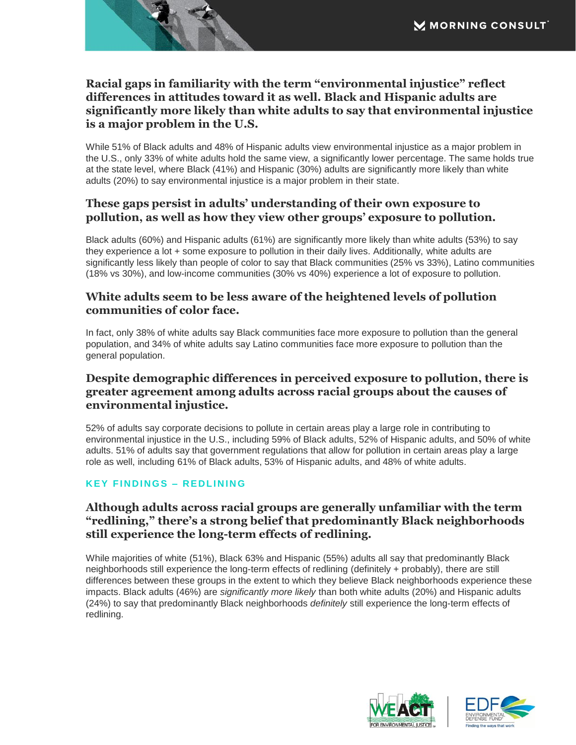### Racial gaps in familiarity with the term "environmental injustice" reflect differences in attitudes toward it as well. Black and Hispanic adults are significantly more likely than white adults to say that environmental injustice is a major problem in the U.S.

While 51% of Black adults and 48% of Hispanic adults view environmental injustice as a major problem in the U.S., only 33% of white adults hold the same view, a significantly lower percentage. The same holds true at the state level, where Black (41%) and Hispanic (30%) adults are significantly more likely than white adults (20%) to say environmental injustice is a major problem in their state.

### These gaps persist in adults' understanding of their own exposure to pollution, as well as how they view other groups' exposure to pollution.

Black adults (60%) and Hispanic adults (61%) are significantly more likely than white adults (53%) to say they experience a lot + some exposure to pollution in their daily lives. Additionally, white adults are significantly less likely than people of color to say that Black communities (25% vs 33%), Latino communities (18% vs 30%), and low-income communities (30% vs 40%) experience a lot of exposure to pollution.

### White adults seem to be less aware of the heightened levels of pollution communities of color face.

In fact, only 38% of white adults say Black communities face more exposure to pollution than the general population, and 34% of white adults say Latino communities face more exposure to pollution than the general population.

### Despite demographic differences in perceived exposure to pollution, there is greater agreement among adults across racial groups about the causes of environmental injustice.

52% of adults say corporate decisions to pollute in certain areas play a large role in contributing to environmental injustice in the U.S., including 59% of Black adults, 52% of Hispanic adults, and 50% of white adults. 51% of adults say that government regulations that allow for pollution in certain areas play a large role as well, including 61% of Black adults, 53% of Hispanic adults, and 48% of white adults.

## KEY FINDINGS – REDLINING

### Although adults across racial groups are generally unfamiliar with the term "redlining," there's a strong belief that predominantly Black neighborhoods still experience the long-term effects of redlining.

While majorities of white (51%), Black 63% and Hispanic (55%) adults all say that predominantly Black neighborhoods still experience the long-term effects of redlining (definitely + probably), there are still differences between these groups in the extent to which they believe Black neighborhoods experience these impacts. Black adults (46%) are *significantly more likely* than both white adults (20%) and Hispanic adults (24%) to say that predominantly Black neighborhoods *definitely* still experience the long-term effects of redlining.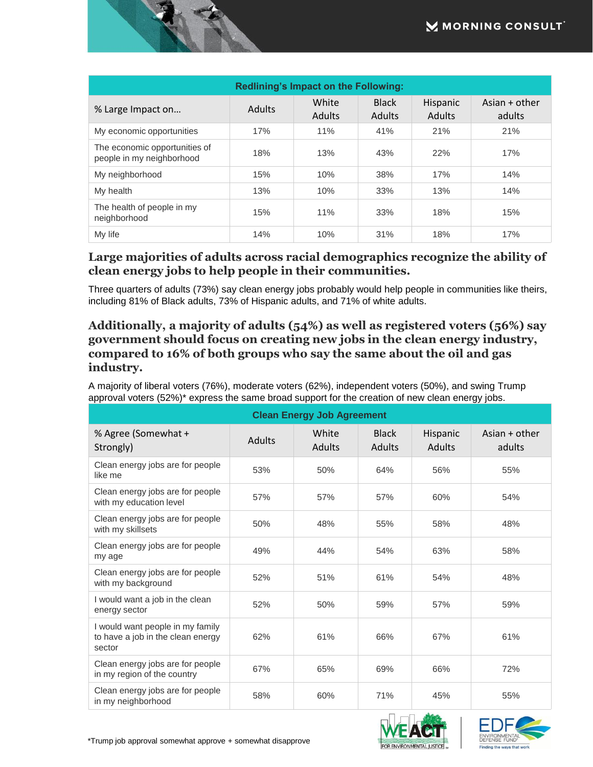| Redlining's Impact on the Following: | | | | | |
|---|---|---|---|---|---|
| % Large Impact on… | Adults | White Adults | Black Adults | Hispanic Adults | Asian + other adults |
| My economic opportunities | 17% | 11% | 41% | 21% | 21% |
| The economic opportunities of people in my neighborhood | 18% | 13% | 43% | 22% | 17% |
| My neighborhood | 15% | 10% | 38% | 17% | 14% |
| My health | 13% | 10% | 33% | 13% | 14% |
| The health of people in my neighborhood | 15% | 11% | 33% | 18% | 15% |
| My life | 14% | 10% | 31% | 18% | 17% |

### Large majorities of adults across racial demographics recognize the ability of clean energy jobs to help people in their communities.

Three quarters of adults (73%) say clean energy jobs probably would help people in communities like theirs, including 81% of Black adults, 73% of Hispanic adults, and 71% of white adults.

### Additionally, a majority of adults (54%) as well as registered voters (56%) say government should focus on creating new jobs in the clean energy industry, compared to 16% of both groups who say the same about the oil and gas industry.

A majority of liberal voters (76%), moderate voters (62%), independent voters (50%), and swing Trump approval voters (52%)* express the same broad support for the creation of new clean energy jobs.

| Clean Energy Job Agreement | | | | | |
|---|---|---|---|---|---|
| % Agree (Somewhat + Strongly) | Adults | White Adults | Black Adults | Hispanic Adults | Asian + other adults |
| Clean energy jobs are for people like me | 53% | 50% | 64% | 56% | 55% |
| Clean energy jobs are for people with my education level | 57% | 57% | 57% | 60% | 54% |
| Clean energy jobs are for people with my skillsets | 50% | 48% | 55% | 58% | 48% |
| Clean energy jobs are for people my age | 49% | 44% | 54% | 63% | 58% |
| Clean energy jobs are for people with my background | 52% | 51% | 61% | 54% | 48% |
| I would want a job in the clean energy sector | 52% | 50% | 59% | 57% | 59% |
| I would want people in my family to have a job in the clean energy sector | 62% | 61% | 66% | 67% | 61% |
| Clean energy jobs are for people in my region of the country | 67% | 65% | 69% | 66% | 72% |
| Clean energy jobs are for people in my neighborhood | 58% | 60% | 71% | 45% | 55% |

*Trump job approval somewhat approve + somewhat disapprove